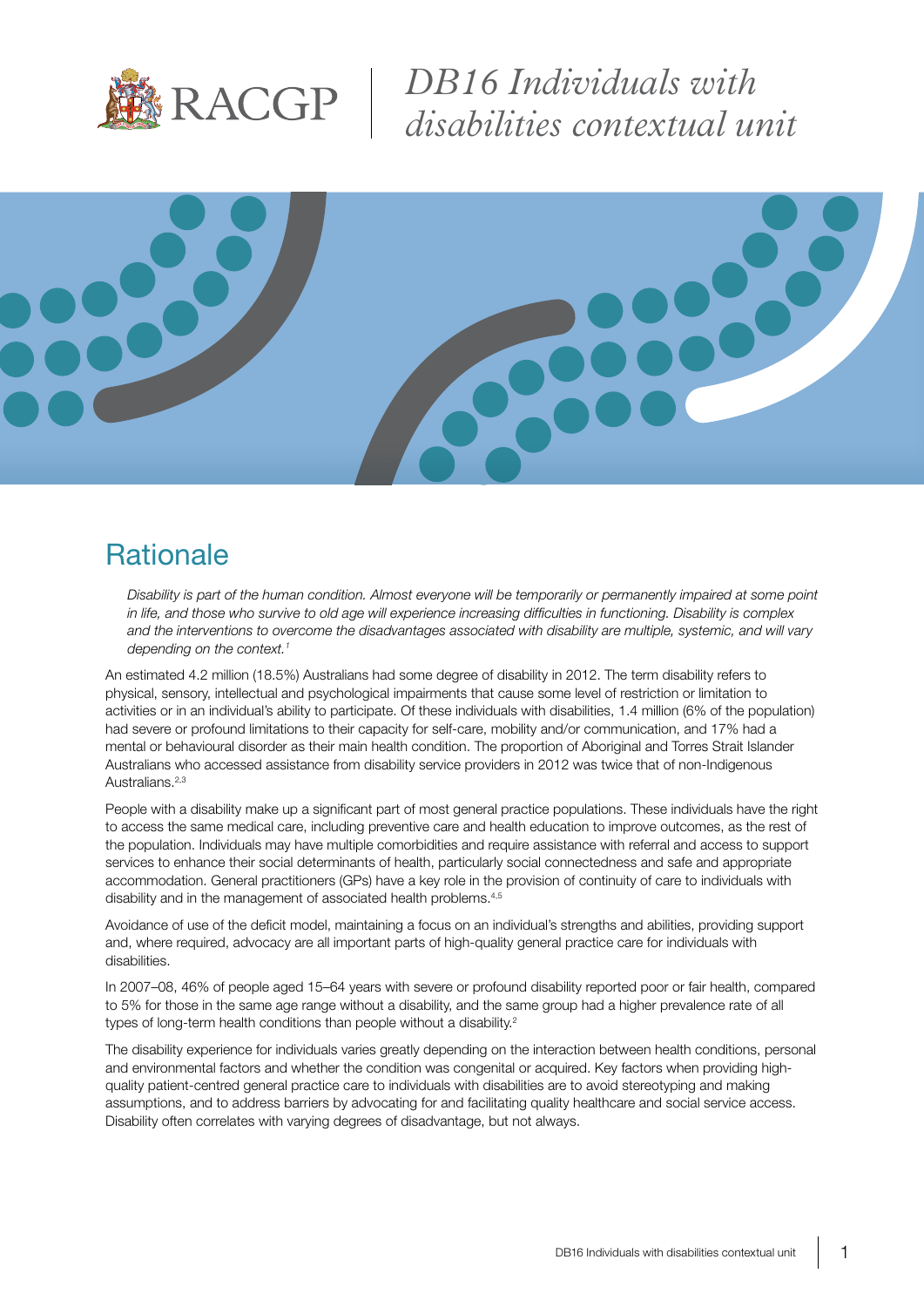# DB16 Individuals with disabilities contextual unit

## Rationale

*Disability is part of the human condition. Almost everyone will be temporarily or permanently impaired at some point in life, and those who survive to old age will experience increasing difficulties in functioning. Disability is complex and the interventions to overcome the disadvantages associated with disability are multiple, systemic, and will vary depending on the context.*[1]

An estimated 4.2 million (18.5%) Australians had some degree of disability in 2012. The term disability refers to physical, sensory, intellectual and psychological impairments that cause some level of restriction or limitation to activities or in an individual's ability to participate. Of these individuals with disabilities, 1.4 million (6% of the population) had severe or profound limitations to their capacity for self-care, mobility and/or communication, and 17% had a mental or behavioural disorder as their main health condition. The proportion of Aboriginal and Torres Strait Islander Australians who accessed assistance from disability service providers in 2012 was twice that of non-Indigenous Australians.[2,3]

People with a disability make up a significant part of most general practice populations. These individuals have the right to access the same medical care, including preventive care and health education to improve outcomes, as the rest of the population. Individuals may have multiple comorbidities and require assistance with referral and access to support services to enhance their social determinants of health, particularly social connectedness and safe and appropriate accommodation. General practitioners (GPs) have a key role in the provision of continuity of care to individuals with disability and in the management of associated health problems.[4,5]

Avoidance of use of the deficit model, maintaining a focus on an individual's strengths and abilities, providing support and, where required, advocacy are all important parts of high-quality general practice care for individuals with disabilities.

In 2007–08, 46% of people aged 15–64 years with severe or profound disability reported poor or fair health, compared to 5% for those in the same age range without a disability, and the same group had a higher prevalence rate of all types of long-term health conditions than people without a disability.[2]

The disability experience for individuals varies greatly depending on the interaction between health conditions, personal and environmental factors and whether the condition was congenital or acquired. Key factors when providing high-quality patient-centred general practice care to individuals with disabilities are to avoid stereotyping and making assumptions, and to address barriers by advocating for and facilitating quality healthcare and social service access. Disability often correlates with varying degrees of disadvantage, but not always.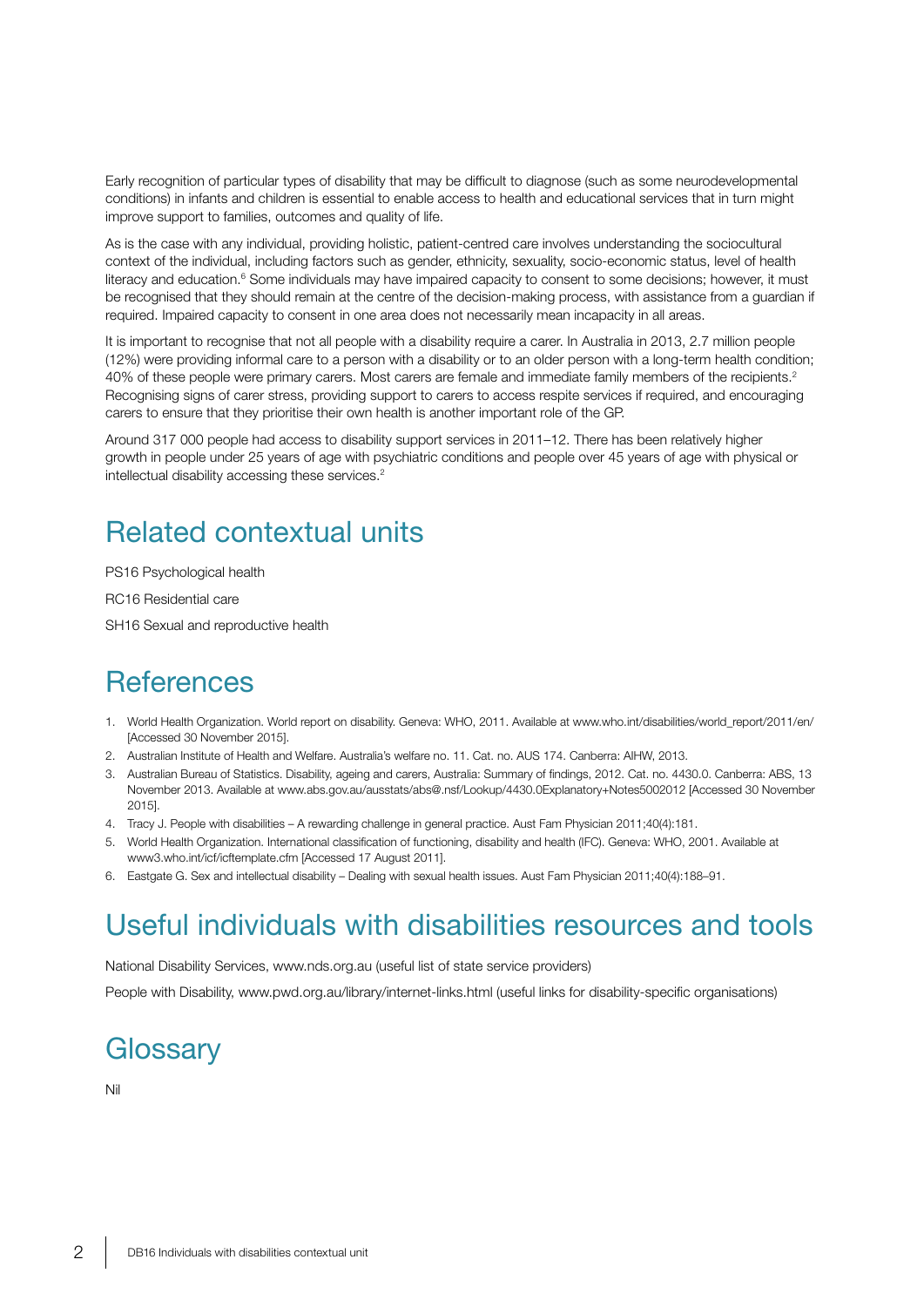Early recognition of particular types of disability that may be difficult to diagnose (such as some neurodevelopmental conditions) in infants and children is essential to enable access to health and educational services that in turn might improve support to families, outcomes and quality of life.

As is the case with any individual, providing holistic, patient-centred care involves understanding the sociocultural context of the individual, including factors such as gender, ethnicity, sexuality, socio-economic status, level of health literacy and education.[6] Some individuals may have impaired capacity to consent to some decisions; however, it must be recognised that they should remain at the centre of the decision-making process, with assistance from a guardian if required. Impaired capacity to consent in one area does not necessarily mean incapacity in all areas.

It is important to recognise that not all people with a disability require a carer. In Australia in 2013, 2.7 million people (12%) were providing informal care to a person with a disability or to an older person with a long-term health condition; 40% of these people were primary carers. Most carers are female and immediate family members of the recipients.[2] Recognising signs of carer stress, providing support to carers to access respite services if required, and encouraging carers to ensure that they prioritise their own health is another important role of the GP.

Around 317 000 people had access to disability support services in 2011–12. There has been relatively higher growth in people under 25 years of age with psychiatric conditions and people over 45 years of age with physical or intellectual disability accessing these services.[2]

# Related contextual units

PS16 Psychological health

RC16 Residential care

SH16 Sexual and reproductive health

# References

1. World Health Organization. World report on disability. Geneva: WHO, 2011. Available at www.who.int/disabilities/world_report/2011/en/ [Accessed 30 November 2015].
2. Australian Institute of Health and Welfare. Australia's welfare no. 11. Cat. no. AUS 174. Canberra: AIHW, 2013.
3. Australian Bureau of Statistics. Disability, ageing and carers, Australia: Summary of findings, 2012. Cat. no. 4430.0. Canberra: ABS, 13 November 2013. Available at www.abs.gov.au/ausstats/abs@.nsf/Lookup/4430.0Explanatory+Notes5002012 [Accessed 30 November 2015].
4. Tracy J. People with disabilities – A rewarding challenge in general practice. Aust Fam Physician 2011;40(4):181.
5. World Health Organization. International classification of functioning, disability and health (IFC). Geneva: WHO, 2001. Available at www3.who.int/icf/icftemplate.cfm [Accessed 17 August 2011].
6. Eastgate G. Sex and intellectual disability – Dealing with sexual health issues. Aust Fam Physician 2011;40(4):188–91.

# Useful individuals with disabilities resources and tools

National Disability Services, www.nds.org.au (useful list of state service providers)

People with Disability, www.pwd.org.au/library/internet-links.html (useful links for disability-specific organisations)

# Glossary

Nil